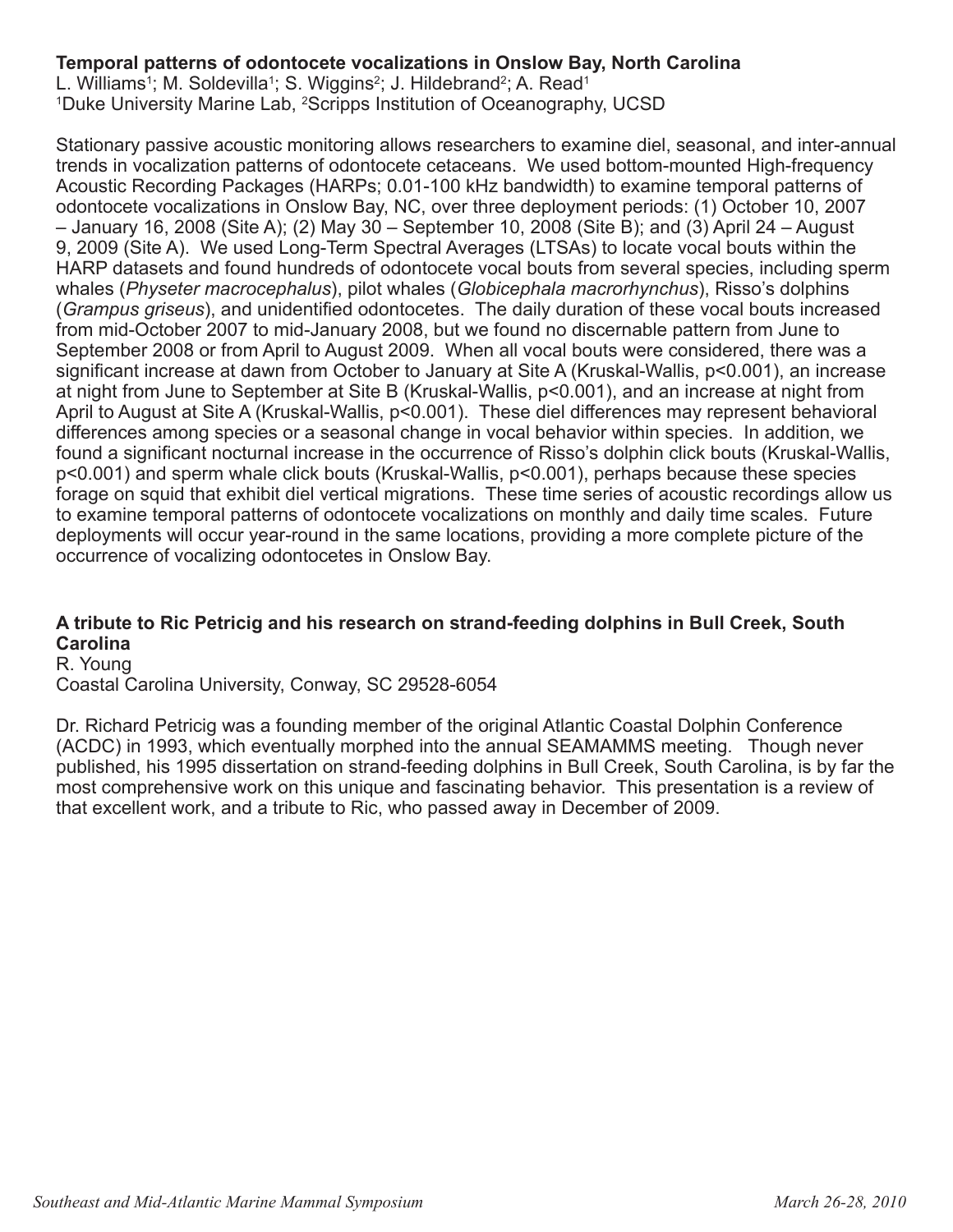**Temporal patterns of odontocete vocalizations in Onslow Bay, North Carolina**

L. Williams[1]; M. Soldevilla[1]; S. Wiggins[2]; J. Hildebrand[2]; A. Read[1]

[1]Duke University Marine Lab, [2]Scripps Institution of Oceanography, UCSD

Stationary passive acoustic monitoring allows researchers to examine diel, seasonal, and inter-annual trends in vocalization patterns of odontocete cetaceans. We used bottom-mounted High-frequency Acoustic Recording Packages (HARPs; 0.01-100 kHz bandwidth) to examine temporal patterns of odontocete vocalizations in Onslow Bay, NC, over three deployment periods: (1) October 10, 2007 – January 16, 2008 (Site A); (2) May 30 – September 10, 2008 (Site B); and (3) April 24 – August 9, 2009 (Site A). We used Long-Term Spectral Averages (LTSAs) to locate vocal bouts within the HARP datasets and found hundreds of odontocete vocal bouts from several species, including sperm whales (*Physeter macrocephalus*), pilot whales (*Globicephala macrorhynchus*), Risso's dolphins (*Grampus griseus*), and unidentified odontocetes. The daily duration of these vocal bouts increased from mid-October 2007 to mid-January 2008, but we found no discernable pattern from June to September 2008 or from April to August 2009. When all vocal bouts were considered, there was a significant increase at dawn from October to January at Site A (Kruskal-Wallis, $p<0.001$), an increase at night from June to September at Site B (Kruskal-Wallis, $p<0.001$), and an increase at night from April to August at Site A (Kruskal-Wallis, $p<0.001$). These diel differences may represent behavioral differences among species or a seasonal change in vocal behavior within species. In addition, we found a significant nocturnal increase in the occurrence of Risso's dolphin click bouts (Kruskal-Wallis, $p<0.001$) and sperm whale click bouts (Kruskal-Wallis, $p<0.001$), perhaps because these species forage on squid that exhibit diel vertical migrations. These time series of acoustic recordings allow us to examine temporal patterns of odontocete vocalizations on monthly and daily time scales. Future deployments will occur year-round in the same locations, providing a more complete picture of the occurrence of vocalizing odontocetes in Onslow Bay.

**A tribute to Ric Petricig and his research on strand-feeding dolphins in Bull Creek, South Carolina**

R. Young

Coastal Carolina University, Conway, SC 29528-6054

Dr. Richard Petricig was a founding member of the original Atlantic Coastal Dolphin Conference (ACDC) in 1993, which eventually morphed into the annual SEAMAMMS meeting. Though never published, his 1995 dissertation on strand-feeding dolphins in Bull Creek, South Carolina, is by far the most comprehensive work on this unique and fascinating behavior. This presentation is a review of that excellent work, and a tribute to Ric, who passed away in December of 2009.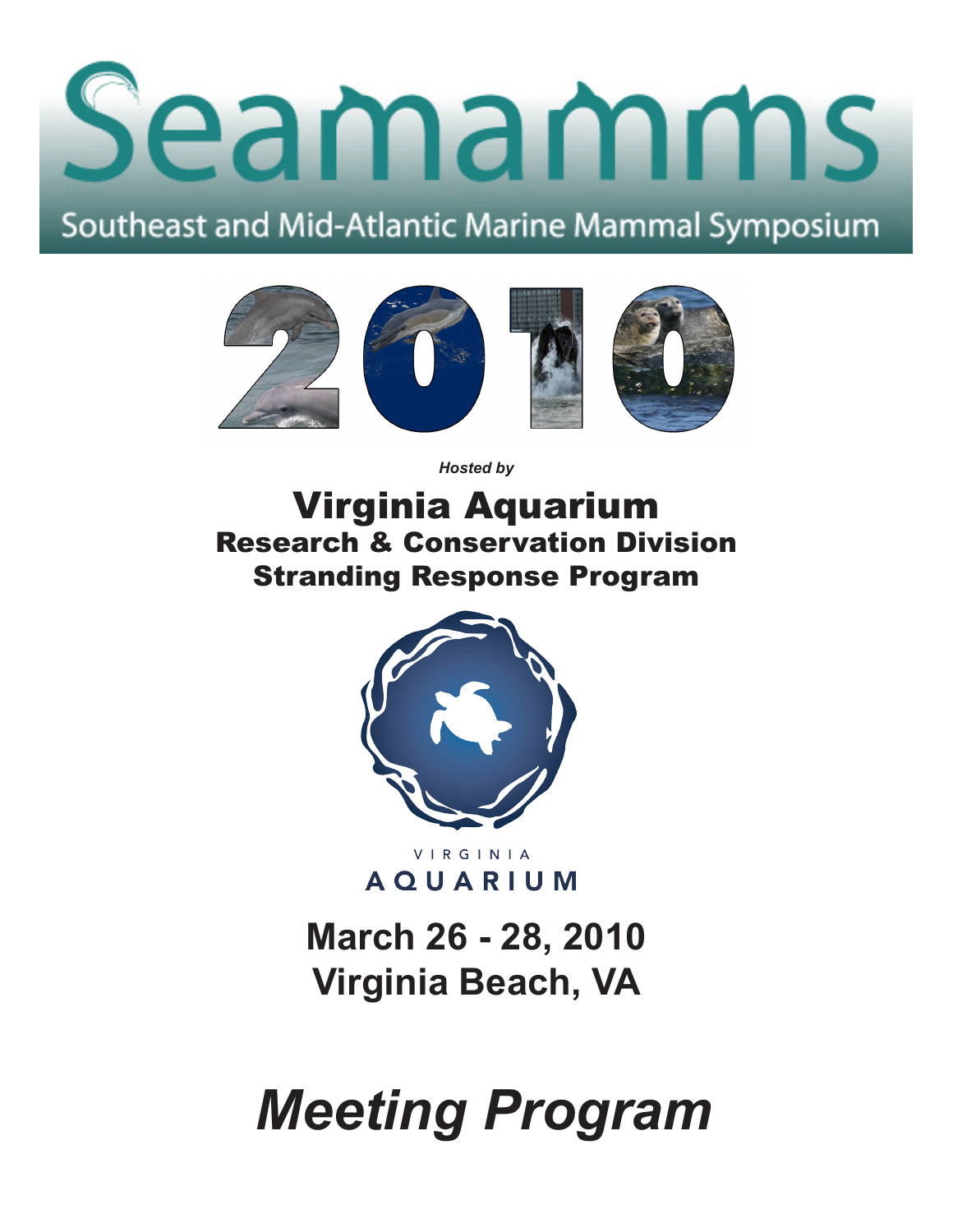# Seamamms

## Southeast and Mid-Atlantic Marine Mammal Symposium

2010

*Hosted by*

## Virginia Aquarium
### Research & Conservation Division
### Stranding Response Program

VIRGINIA
AQUARIUM

**March 26 - 28, 2010**
**Virginia Beach, VA**

# *Meeting Program*